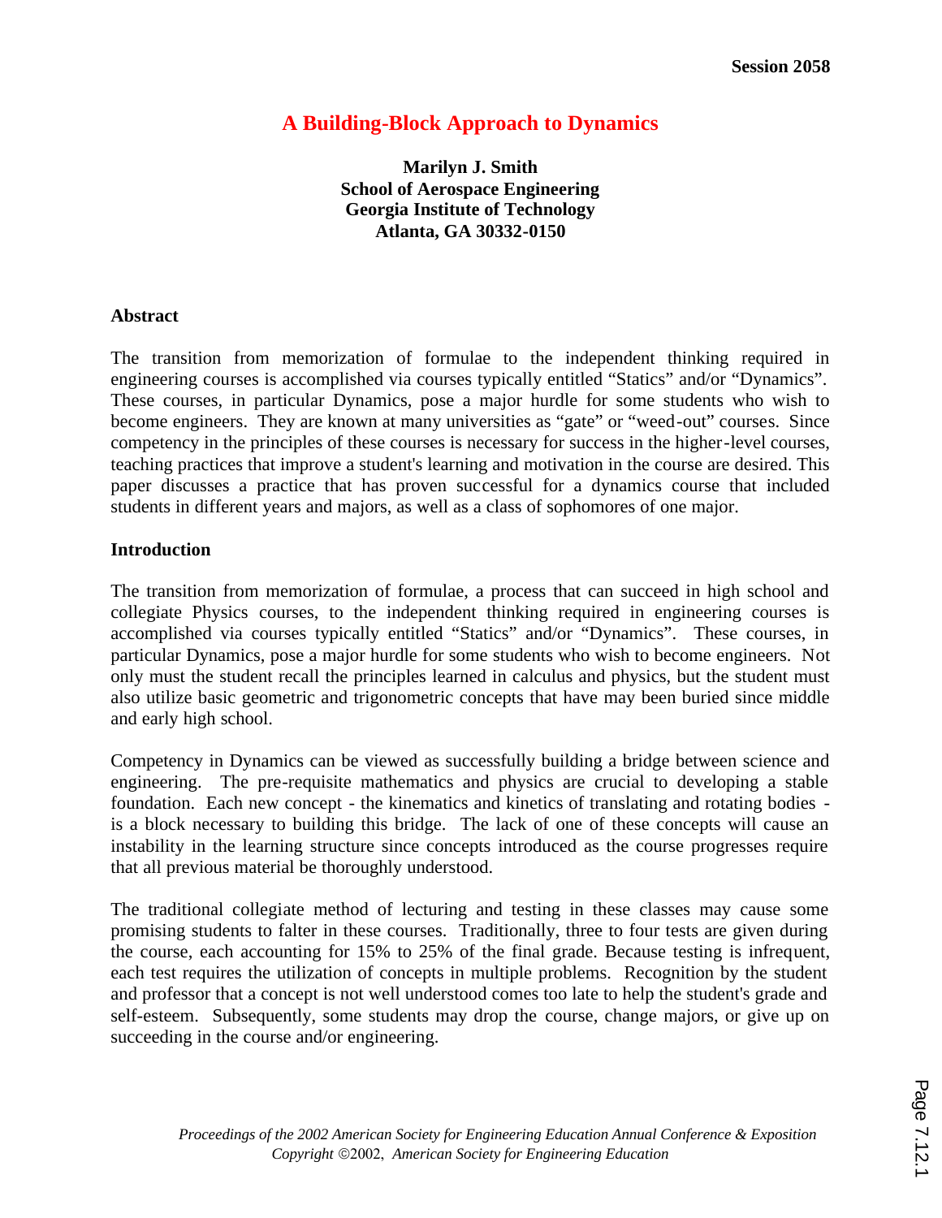Session 2058

# A Building-Block Approach to Dynamics

**Marilyn J. Smith**
**School of Aerospace Engineering**
**Georgia Institute of Technology**
**Atlanta, GA 30332-0150**

## Abstract

The transition from memorization of formulae to the independent thinking required in engineering courses is accomplished via courses typically entitled "Statics" and/or "Dynamics". These courses, in particular Dynamics, pose a major hurdle for some students who wish to become engineers. They are known at many universities as "gate" or "weed-out" courses. Since competency in the principles of these courses is necessary for success in the higher-level courses, teaching practices that improve a student's learning and motivation in the course are desired. This paper discusses a practice that has proven successful for a dynamics course that included students in different years and majors, as well as a class of sophomores of one major.

## Introduction

The transition from memorization of formulae, a process that can succeed in high school and collegiate Physics courses, to the independent thinking required in engineering courses is accomplished via courses typically entitled "Statics" and/or "Dynamics". These courses, in particular Dynamics, pose a major hurdle for some students who wish to become engineers. Not only must the student recall the principles learned in calculus and physics, but the student must also utilize basic geometric and trigonometric concepts that have may been buried since middle and early high school.

Competency in Dynamics can be viewed as successfully building a bridge between science and engineering. The pre-requisite mathematics and physics are crucial to developing a stable foundation. Each new concept - the kinematics and kinetics of translating and rotating bodies - is a block necessary to building this bridge. The lack of one of these concepts will cause an instability in the learning structure since concepts introduced as the course progresses require that all previous material be thoroughly understood.

The traditional collegiate method of lecturing and testing in these classes may cause some promising students to falter in these courses. Traditionally, three to four tests are given during the course, each accounting for 15% to 25% of the final grade. Because testing is infrequent, each test requires the utilization of concepts in multiple problems. Recognition by the student and professor that a concept is not well understood comes too late to help the student's grade and self-esteem. Subsequently, some students may drop the course, change majors, or give up on succeeding in the course and/or engineering.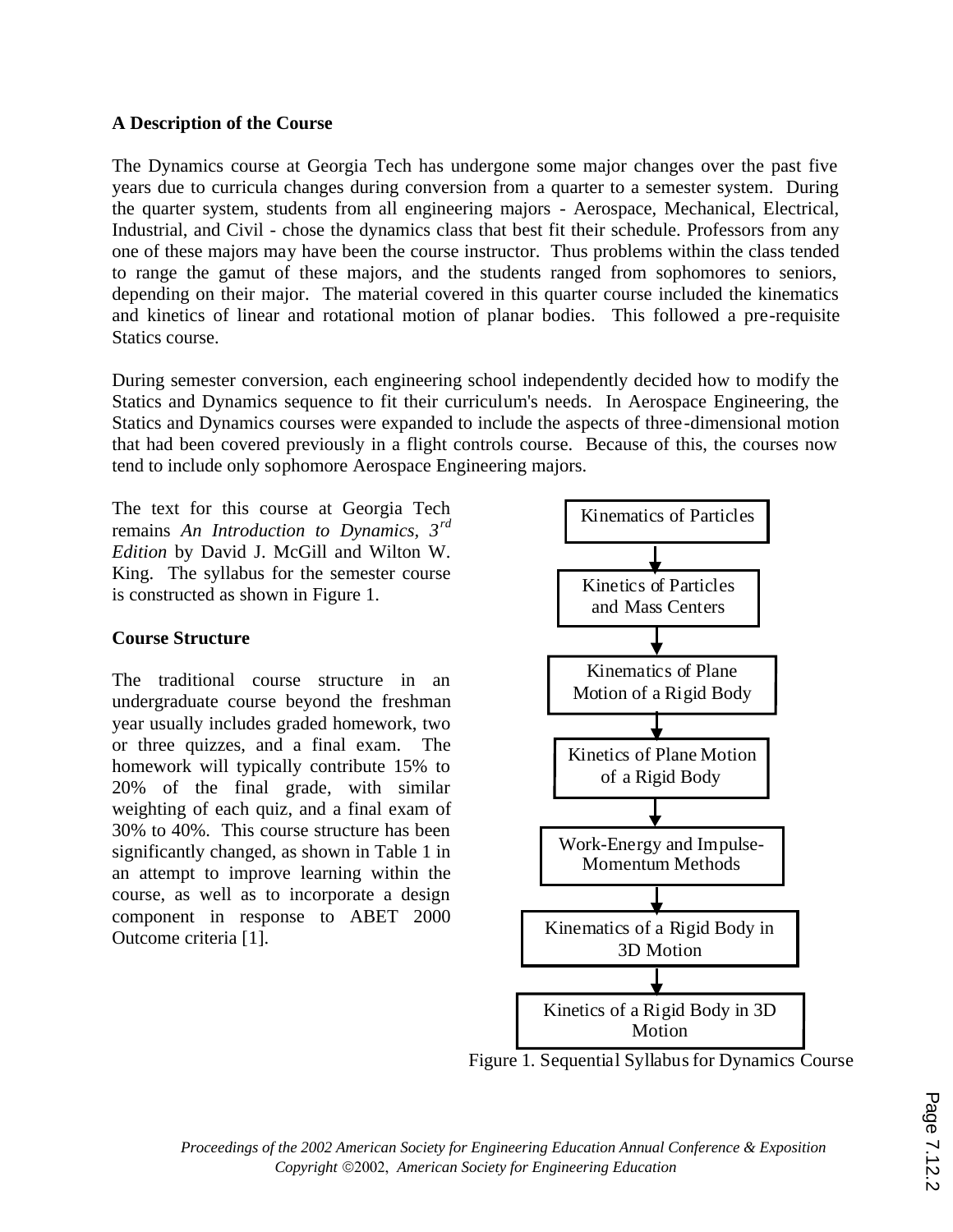### A Description of the Course

The Dynamics course at Georgia Tech has undergone some major changes over the past five years due to curricula changes during conversion from a quarter to a semester system. During the quarter system, students from all engineering majors - Aerospace, Mechanical, Electrical, Industrial, and Civil - chose the dynamics class that best fit their schedule. Professors from any one of these majors may have been the course instructor. Thus problems within the class tended to range the gamut of these majors, and the students ranged from sophomores to seniors, depending on their major. The material covered in this quarter course included the kinematics and kinetics of linear and rotational motion of planar bodies. This followed a pre-requisite Statics course.

During semester conversion, each engineering school independently decided how to modify the Statics and Dynamics sequence to fit their curriculum's needs. In Aerospace Engineering, the Statics and Dynamics courses were expanded to include the aspects of three-dimensional motion that had been covered previously in a flight controls course. Because of this, the courses now tend to include only sophomore Aerospace Engineering majors.

The text for this course at Georgia Tech remains *An Introduction to Dynamics, 3rd Edition* by David J. McGill and Wilton W. King. The syllabus for the semester course is constructed as shown in Figure 1.

Kinematics of Particles
↓
Kinetics of Particles and Mass Centers
↓
Kinematics of Plane Motion of a Rigid Body
↓
Kinetics of Plane Motion of a Rigid Body
↓
Work-Energy and Impulse-Momentum Methods
↓
Kinematics of a Rigid Body in 3D Motion
↓
Kinetics of a Rigid Body in 3D Motion

Figure 1. Sequential Syllabus for Dynamics Course

### Course Structure

The traditional course structure in an undergraduate course beyond the freshman year usually includes graded homework, two or three quizzes, and a final exam. The homework will typically contribute 15% to 20% of the final grade, with similar weighting of each quiz, and a final exam of 30% to 40%. This course structure has been significantly changed, as shown in Table 1 in an attempt to improve learning within the course, as well as to incorporate a design component in response to ABET 2000 Outcome criteria [1].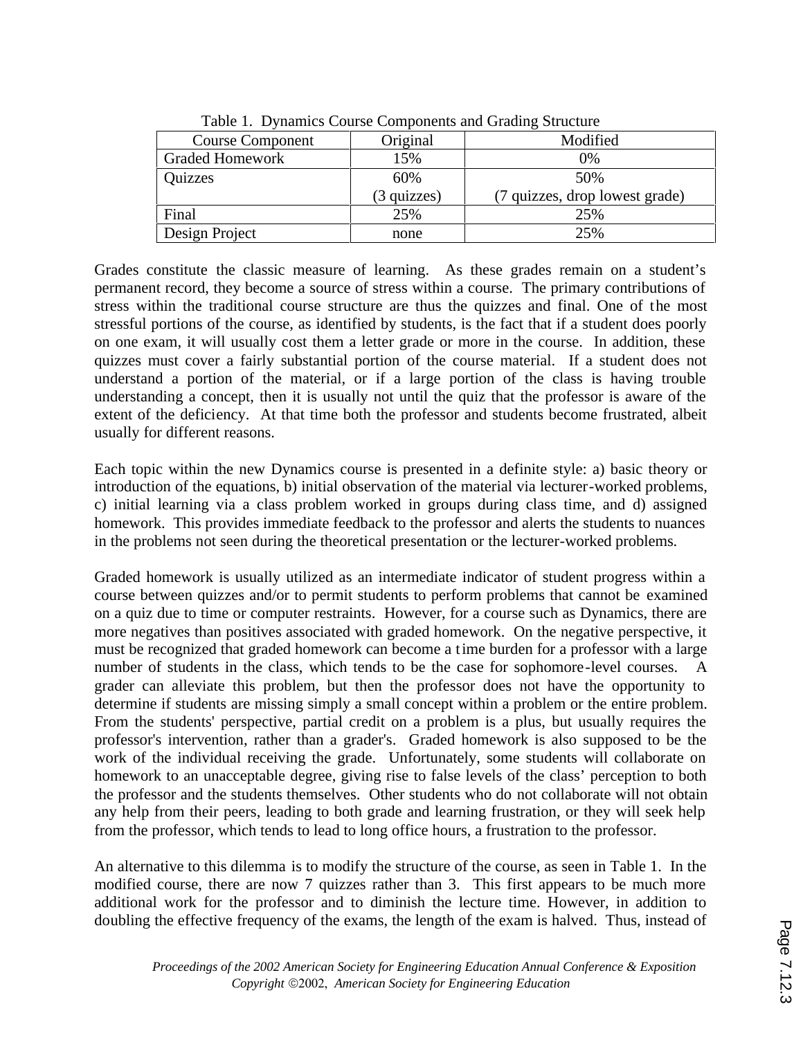Table 1. Dynamics Course Components and Grading Structure

| Course Component | Original | Modified |
|---|---|---|
| Graded Homework | 15% | 0% |
| Quizzes | 60% (3 quizzes) | 50% (7 quizzes, drop lowest grade) |
| Final | 25% | 25% |
| Design Project | none | 25% |

Grades constitute the classic measure of learning. As these grades remain on a student's permanent record, they become a source of stress within a course. The primary contributions of stress within the traditional course structure are thus the quizzes and final. One of the most stressful portions of the course, as identified by students, is the fact that if a student does poorly on one exam, it will usually cost them a letter grade or more in the course. In addition, these quizzes must cover a fairly substantial portion of the course material. If a student does not understand a portion of the material, or if a large portion of the class is having trouble understanding a concept, then it is usually not until the quiz that the professor is aware of the extent of the deficiency. At that time both the professor and students become frustrated, albeit usually for different reasons.

Each topic within the new Dynamics course is presented in a definite style: a) basic theory or introduction of the equations, b) initial observation of the material via lecturer-worked problems, c) initial learning via a class problem worked in groups during class time, and d) assigned homework. This provides immediate feedback to the professor and alerts the students to nuances in the problems not seen during the theoretical presentation or the lecturer-worked problems.

Graded homework is usually utilized as an intermediate indicator of student progress within a course between quizzes and/or to permit students to perform problems that cannot be examined on a quiz due to time or computer restraints. However, for a course such as Dynamics, there are more negatives than positives associated with graded homework. On the negative perspective, it must be recognized that graded homework can become a time burden for a professor with a large number of students in the class, which tends to be the case for sophomore-level courses. A grader can alleviate this problem, but then the professor does not have the opportunity to determine if students are missing simply a small concept within a problem or the entire problem. From the students' perspective, partial credit on a problem is a plus, but usually requires the professor's intervention, rather than a grader's. Graded homework is also supposed to be the work of the individual receiving the grade. Unfortunately, some students will collaborate on homework to an unacceptable degree, giving rise to false levels of the class' perception to both the professor and the students themselves. Other students who do not collaborate will not obtain any help from their peers, leading to both grade and learning frustration, or they will seek help from the professor, which tends to lead to long office hours, a frustration to the professor.

An alternative to this dilemma is to modify the structure of the course, as seen in Table 1. In the modified course, there are now 7 quizzes rather than 3. This first appears to be much more additional work for the professor and to diminish the lecture time. However, in addition to doubling the effective frequency of the exams, the length of the exam is halved. Thus, instead of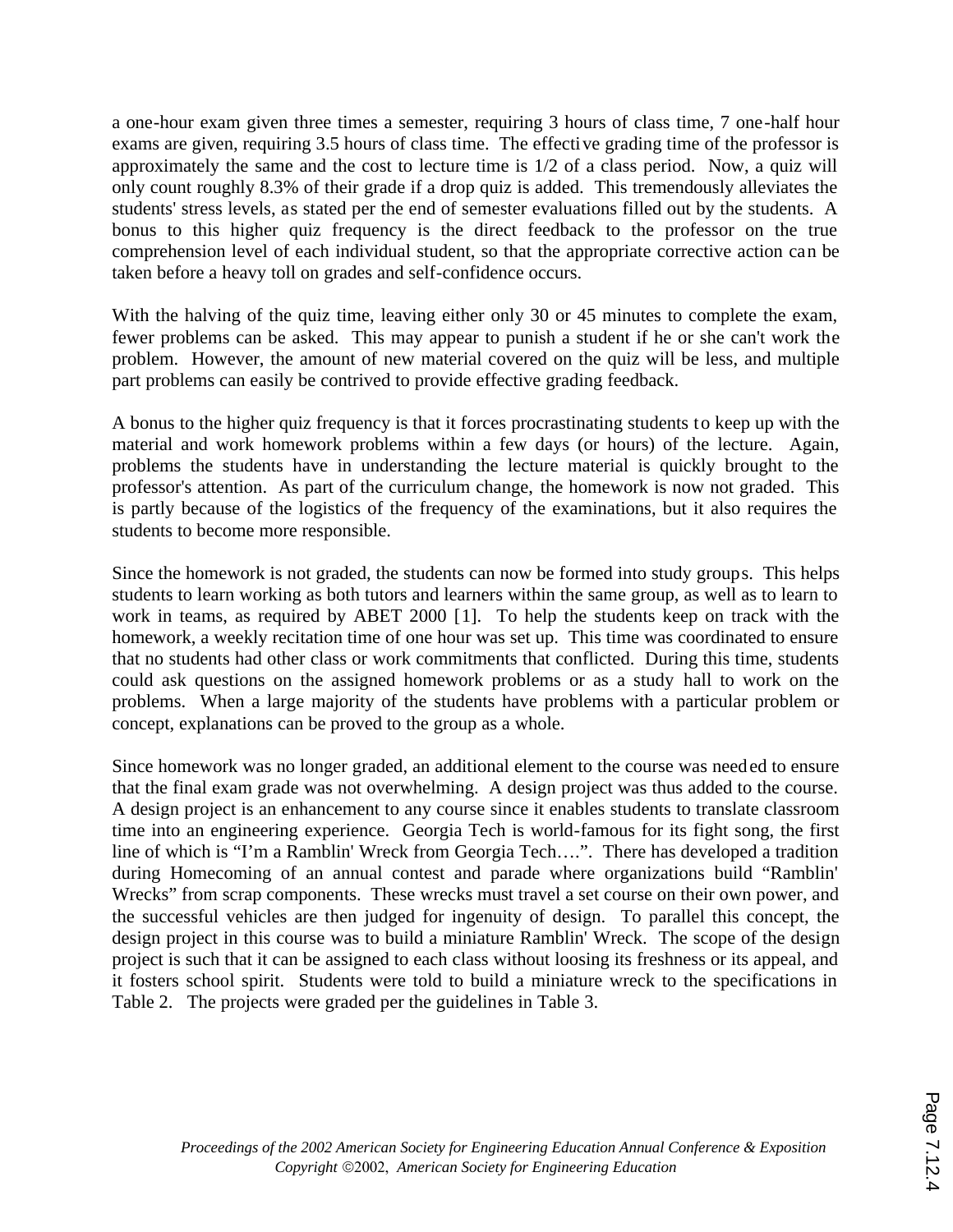a one-hour exam given three times a semester, requiring 3 hours of class time, 7 one-half hour exams are given, requiring 3.5 hours of class time. The effective grading time of the professor is approximately the same and the cost to lecture time is 1/2 of a class period. Now, a quiz will only count roughly 8.3% of their grade if a drop quiz is added. This tremendously alleviates the students' stress levels, as stated per the end of semester evaluations filled out by the students. A bonus to this higher quiz frequency is the direct feedback to the professor on the true comprehension level of each individual student, so that the appropriate corrective action can be taken before a heavy toll on grades and self-confidence occurs.

With the halving of the quiz time, leaving either only 30 or 45 minutes to complete the exam, fewer problems can be asked. This may appear to punish a student if he or she can't work the problem. However, the amount of new material covered on the quiz will be less, and multiple part problems can easily be contrived to provide effective grading feedback.

A bonus to the higher quiz frequency is that it forces procrastinating students to keep up with the material and work homework problems within a few days (or hours) of the lecture. Again, problems the students have in understanding the lecture material is quickly brought to the professor's attention. As part of the curriculum change, the homework is now not graded. This is partly because of the logistics of the frequency of the examinations, but it also requires the students to become more responsible.

Since the homework is not graded, the students can now be formed into study groups. This helps students to learn working as both tutors and learners within the same group, as well as to learn to work in teams, as required by ABET 2000 [1]. To help the students keep on track with the homework, a weekly recitation time of one hour was set up. This time was coordinated to ensure that no students had other class or work commitments that conflicted. During this time, students could ask questions on the assigned homework problems or as a study hall to work on the problems. When a large majority of the students have problems with a particular problem or concept, explanations can be proved to the group as a whole.

Since homework was no longer graded, an additional element to the course was needed to ensure that the final exam grade was not overwhelming. A design project was thus added to the course. A design project is an enhancement to any course since it enables students to translate classroom time into an engineering experience. Georgia Tech is world-famous for its fight song, the first line of which is "I'm a Ramblin' Wreck from Georgia Tech….". There has developed a tradition during Homecoming of an annual contest and parade where organizations build "Ramblin' Wrecks" from scrap components. These wrecks must travel a set course on their own power, and the successful vehicles are then judged for ingenuity of design. To parallel this concept, the design project in this course was to build a miniature Ramblin' Wreck. The scope of the design project is such that it can be assigned to each class without loosing its freshness or its appeal, and it fosters school spirit. Students were told to build a miniature wreck to the specifications in Table 2. The projects were graded per the guidelines in Table 3.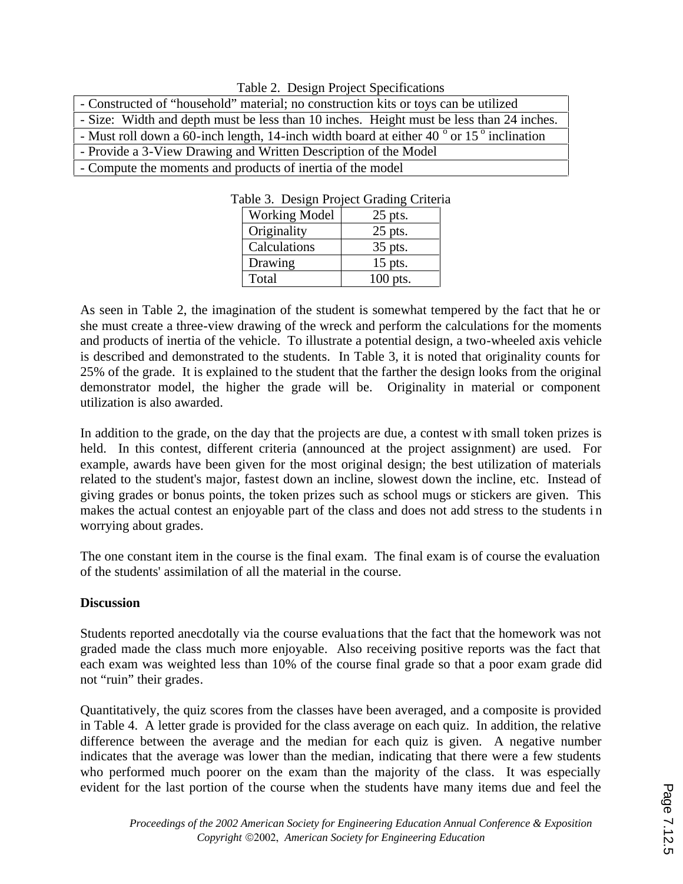Table 2. Design Project Specifications

| - Constructed of "household" material; no construction kits or toys can be utilized |
|---|
| - Size: Width and depth must be less than 10 inches. Height must be less than 24 inches. |
| - Must roll down a 60-inch length, 14-inch width board at either 40 $^{o}$ or 15 $^{o}$ inclination |
| - Provide a 3-View Drawing and Written Description of the Model |
| - Compute the moments and products of inertia of the model |

Table 3. Design Project Grading Criteria

| Working Model | 25 pts. |
|---|---|
| Originality | 25 pts. |
| Calculations | 35 pts. |
| Drawing | 15 pts. |
| Total | 100 pts. |

As seen in Table 2, the imagination of the student is somewhat tempered by the fact that he or she must create a three-view drawing of the wreck and perform the calculations for the moments and products of inertia of the vehicle. To illustrate a potential design, a two-wheeled axis vehicle is described and demonstrated to the students. In Table 3, it is noted that originality counts for 25% of the grade. It is explained to the student that the farther the design looks from the original demonstrator model, the higher the grade will be. Originality in material or component utilization is also awarded.

In addition to the grade, on the day that the projects are due, a contest with small token prizes is held. In this contest, different criteria (announced at the project assignment) are used. For example, awards have been given for the most original design; the best utilization of materials related to the student's major, fastest down an incline, slowest down the incline, etc. Instead of giving grades or bonus points, the token prizes such as school mugs or stickers are given. This makes the actual contest an enjoyable part of the class and does not add stress to the students in worrying about grades.

The one constant item in the course is the final exam. The final exam is of course the evaluation of the students' assimilation of all the material in the course.

**Discussion**

Students reported anecdotally via the course evaluations that the fact that the homework was not graded made the class much more enjoyable. Also receiving positive reports was the fact that each exam was weighted less than 10% of the course final grade so that a poor exam grade did not "ruin" their grades.

Quantitatively, the quiz scores from the classes have been averaged, and a composite is provided in Table 4. A letter grade is provided for the class average on each quiz. In addition, the relative difference between the average and the median for each quiz is given. A negative number indicates that the average was lower than the median, indicating that there were a few students who performed much poorer on the exam than the majority of the class. It was especially evident for the last portion of the course when the students have many items due and feel the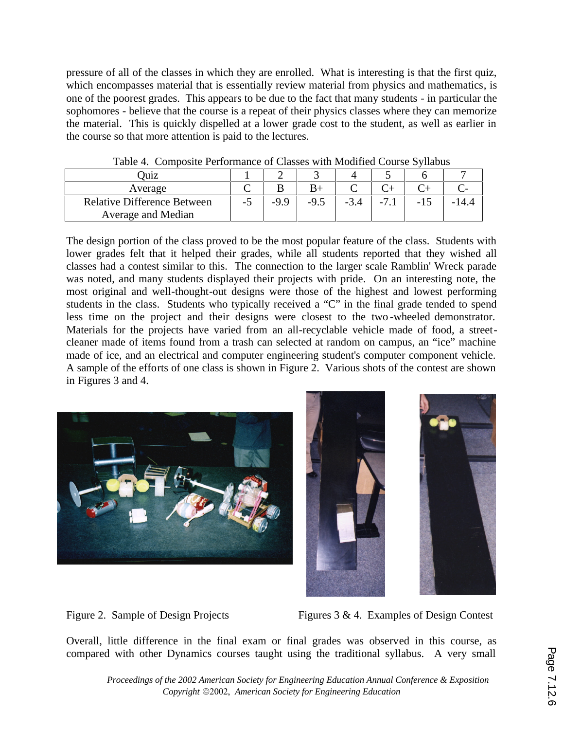pressure of all of the classes in which they are enrolled. What is interesting is that the first quiz, which encompasses material that is essentially review material from physics and mathematics, is one of the poorest grades. This appears to be due to the fact that many students - in particular the sophomores - believe that the course is a repeat of their physics classes where they can memorize the material. This is quickly dispelled at a lower grade cost to the student, as well as earlier in the course so that more attention is paid to the lectures.

Table 4. Composite Performance of Classes with Modified Course Syllabus

| Quiz | 1 | 2 | 3 | 4 | 5 | 6 | 7 |
|---|---|---|---|---|---|---|---|
| Average | C | B | B+ | C | C+ | C+ | C- |
| Relative Difference Between Average and Median | -5 | -9.9 | -9.5 | -3.4 | -7.1 | -15 | -14.4 |

The design portion of the class proved to be the most popular feature of the class. Students with lower grades felt that it helped their grades, while all students reported that they wished all classes had a contest similar to this. The connection to the larger scale Ramblin' Wreck parade was noted, and many students displayed their projects with pride. On an interesting note, the most original and well-thought-out designs were those of the highest and lowest performing students in the class. Students who typically received a "C" in the final grade tended to spend less time on the project and their designs were closest to the two-wheeled demonstrator. Materials for the projects have varied from an all-recyclable vehicle made of food, a street-cleaner made of items found from a trash can selected at random on campus, an "ice" machine made of ice, and an electrical and computer engineering student's computer component vehicle. A sample of the efforts of one class is shown in Figure 2. Various shots of the contest are shown in Figures 3 and 4.

Figure 2. Sample of Design Projects

Figures 3 & 4. Examples of Design Contest

Overall, little difference in the final exam or final grades was observed in this course, as compared with other Dynamics courses taught using the traditional syllabus. A very small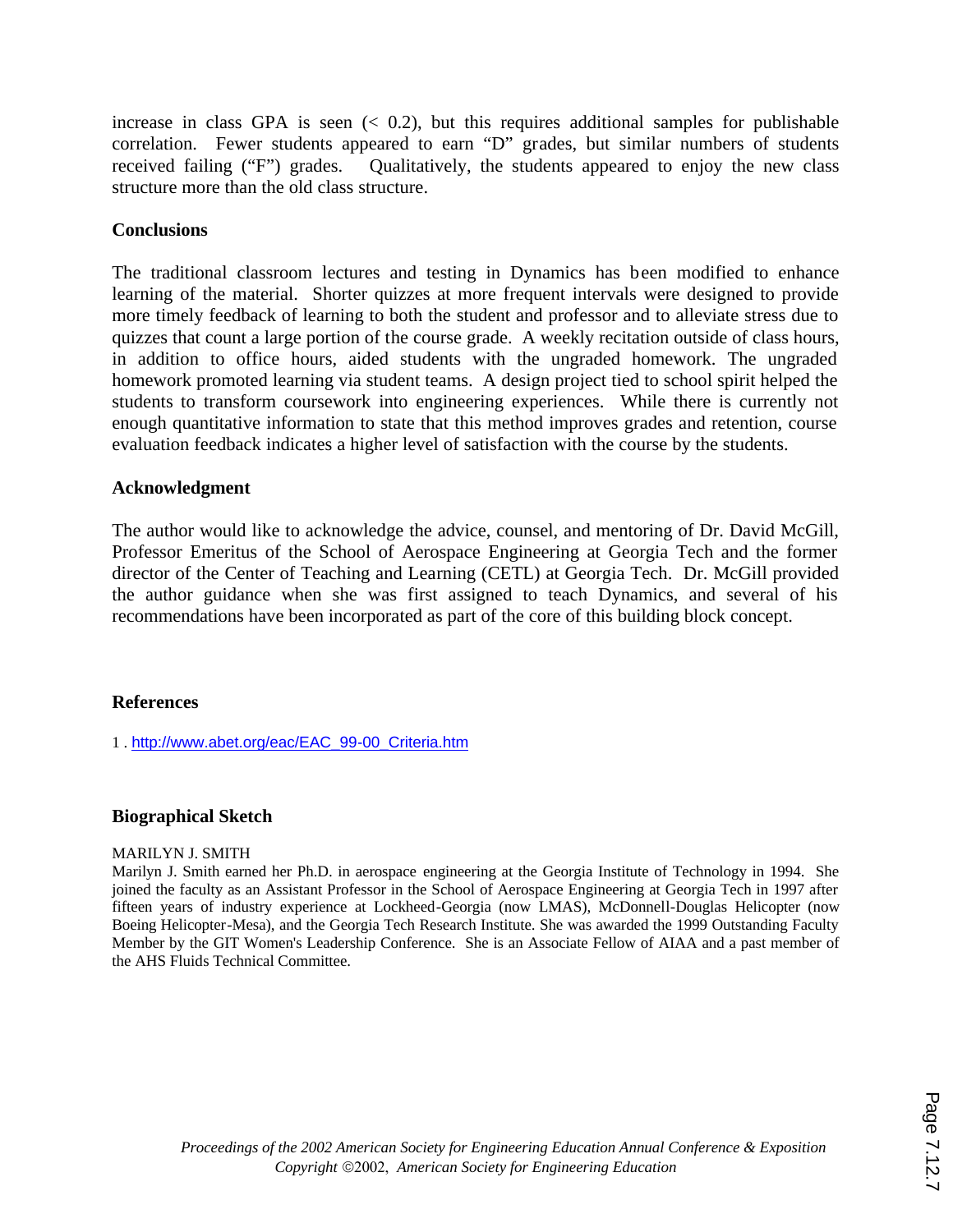increase in class GPA is seen (< 0.2), but this requires additional samples for publishable correlation. Fewer students appeared to earn "D" grades, but similar numbers of students received failing ("F") grades. Qualitatively, the students appeared to enjoy the new class structure more than the old class structure.

## Conclusions

The traditional classroom lectures and testing in Dynamics has been modified to enhance learning of the material. Shorter quizzes at more frequent intervals were designed to provide more timely feedback of learning to both the student and professor and to alleviate stress due to quizzes that count a large portion of the course grade. A weekly recitation outside of class hours, in addition to office hours, aided students with the ungraded homework. The ungraded homework promoted learning via student teams. A design project tied to school spirit helped the students to transform coursework into engineering experiences. While there is currently not enough quantitative information to state that this method improves grades and retention, course evaluation feedback indicates a higher level of satisfaction with the course by the students.

## Acknowledgment

The author would like to acknowledge the advice, counsel, and mentoring of Dr. David McGill, Professor Emeritus of the School of Aerospace Engineering at Georgia Tech and the former director of the Center of Teaching and Learning (CETL) at Georgia Tech. Dr. McGill provided the author guidance when she was first assigned to teach Dynamics, and several of his recommendations have been incorporated as part of the core of this building block concept.

## References

1. http://www.abet.org/eac/EAC_99-00_Criteria.htm

## Biographical Sketch

MARILYN J. SMITH

Marilyn J. Smith earned her Ph.D. in aerospace engineering at the Georgia Institute of Technology in 1994. She joined the faculty as an Assistant Professor in the School of Aerospace Engineering at Georgia Tech in 1997 after fifteen years of industry experience at Lockheed-Georgia (now LMAS), McDonnell-Douglas Helicopter (now Boeing Helicopter-Mesa), and the Georgia Tech Research Institute. She was awarded the 1999 Outstanding Faculty Member by the GIT Women's Leadership Conference. She is an Associate Fellow of AIAA and a past member of the AHS Fluids Technical Committee.